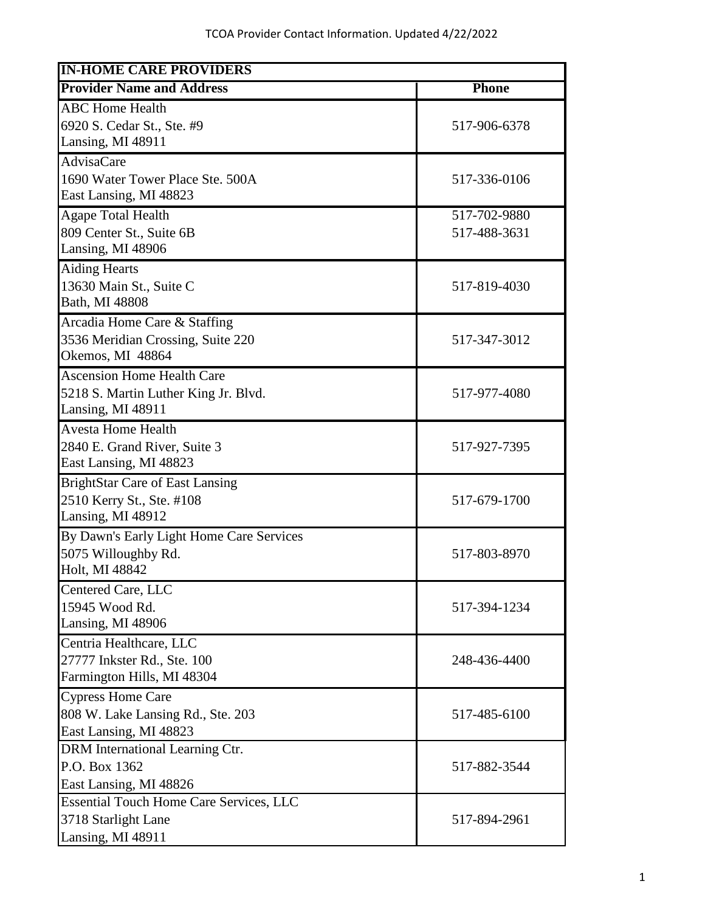TCOA Provider Contact Information. Updated 4/22/2022

| IN-HOME CARE PROVIDERS | |
|---|---|
| **Provider Name and Address** | **Phone** |
| ABC Home Health<br>6920 S. Cedar St., Ste. #9<br>Lansing, MI 48911 | 517-906-6378 |
| AdvisaCare<br>1690 Water Tower Place Ste. 500A<br>East Lansing, MI 48823 | 517-336-0106 |
| Agape Total Health<br>809 Center St., Suite 6B<br>Lansing, MI 48906 | 517-702-9880<br>517-488-3631 |
| Aiding Hearts<br>13630 Main St., Suite C<br>Bath, MI 48808 | 517-819-4030 |
| Arcadia Home Care & Staffing<br>3536 Meridian Crossing, Suite 220<br>Okemos, MI 48864 | 517-347-3012 |
| Ascension Home Health Care<br>5218 S. Martin Luther King Jr. Blvd.<br>Lansing, MI 48911 | 517-977-4080 |
| Avesta Home Health<br>2840 E. Grand River, Suite 3<br>East Lansing, MI 48823 | 517-927-7395 |
| BrightStar Care of East Lansing<br>2510 Kerry St., Ste. #108<br>Lansing, MI 48912 | 517-679-1700 |
| By Dawn's Early Light Home Care Services<br>5075 Willoughby Rd.<br>Holt, MI 48842 | 517-803-8970 |
| Centered Care, LLC<br>15945 Wood Rd.<br>Lansing, MI 48906 | 517-394-1234 |
| Centria Healthcare, LLC<br>27777 Inkster Rd., Ste. 100<br>Farmington Hills, MI 48304 | 248-436-4400 |
| Cypress Home Care<br>808 W. Lake Lansing Rd., Ste. 203<br>East Lansing, MI 48823 | 517-485-6100 |
| DRM International Learning Ctr.<br>P.O. Box 1362<br>East Lansing, MI 48826 | 517-882-3544 |
| Essential Touch Home Care Services, LLC<br>3718 Starlight Lane<br>Lansing, MI 48911 | 517-894-2961 |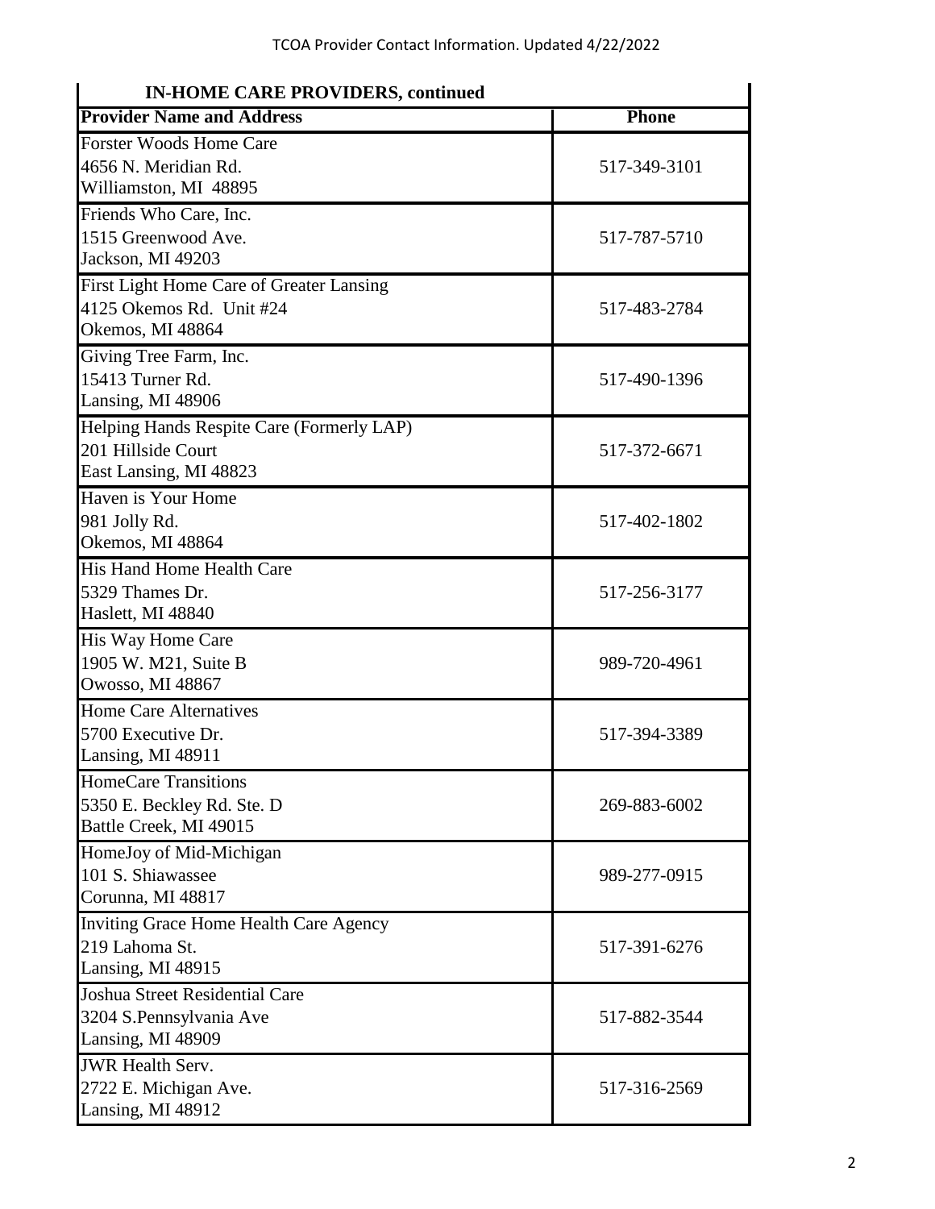## IN-HOME CARE PROVIDERS, continued

| Provider Name and Address | Phone |
|---|---|
| Forster Woods Home Care<br>4656 N. Meridian Rd.<br>Williamston, MI 48895 | 517-349-3101 |
| Friends Who Care, Inc.<br>1515 Greenwood Ave.<br>Jackson, MI 49203 | 517-787-5710 |
| First Light Home Care of Greater Lansing<br>4125 Okemos Rd. Unit #24<br>Okemos, MI 48864 | 517-483-2784 |
| Giving Tree Farm, Inc.<br>15413 Turner Rd.<br>Lansing, MI 48906 | 517-490-1396 |
| Helping Hands Respite Care (Formerly LAP)<br>201 Hillside Court<br>East Lansing, MI 48823 | 517-372-6671 |
| Haven is Your Home<br>981 Jolly Rd.<br>Okemos, MI 48864 | 517-402-1802 |
| His Hand Home Health Care<br>5329 Thames Dr.<br>Haslett, MI 48840 | 517-256-3177 |
| His Way Home Care<br>1905 W. M21, Suite B<br>Owosso, MI 48867 | 989-720-4961 |
| Home Care Alternatives<br>5700 Executive Dr.<br>Lansing, MI 48911 | 517-394-3389 |
| HomeCare Transitions<br>5350 E. Beckley Rd. Ste. D<br>Battle Creek, MI 49015 | 269-883-6002 |
| HomeJoy of Mid-Michigan<br>101 S. Shiawassee<br>Corunna, MI 48817 | 989-277-0915 |
| Inviting Grace Home Health Care Agency<br>219 Lahoma St.<br>Lansing, MI 48915 | 517-391-6276 |
| Joshua Street Residential Care<br>3204 S.Pennsylvania Ave<br>Lansing, MI 48909 | 517-882-3544 |
| JWR Health Serv.<br>2722 E. Michigan Ave.<br>Lansing, MI 48912 | 517-316-2569 |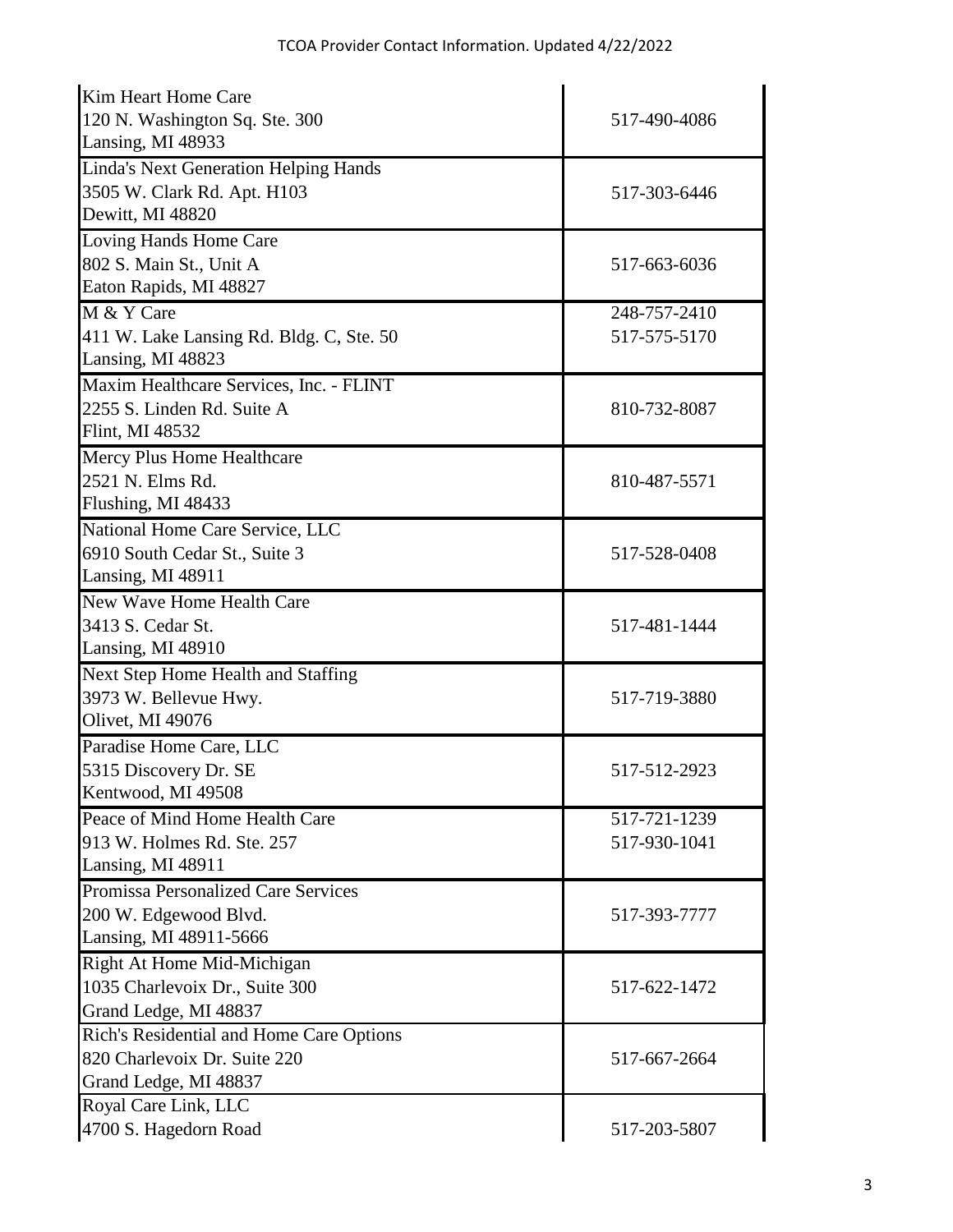| Provider | Phone |
| --- | --- |
| Kim Heart Home Care<br>120 N. Washington Sq. Ste. 300<br>Lansing, MI 48933 | 517-490-4086 |
| Linda's Next Generation Helping Hands<br>3505 W. Clark Rd. Apt. H103<br>Dewitt, MI 48820 | 517-303-6446 |
| Loving Hands Home Care<br>802 S. Main St., Unit A<br>Eaton Rapids, MI 48827 | 517-663-6036 |
| M & Y Care<br>411 W. Lake Lansing Rd. Bldg. C, Ste. 50<br>Lansing, MI 48823 | 248-757-2410<br>517-575-5170 |
| Maxim Healthcare Services, Inc. - FLINT<br>2255 S. Linden Rd. Suite A<br>Flint, MI 48532 | 810-732-8087 |
| Mercy Plus Home Healthcare<br>2521 N. Elms Rd.<br>Flushing, MI 48433 | 810-487-5571 |
| National Home Care Service, LLC<br>6910 South Cedar St., Suite 3<br>Lansing, MI 48911 | 517-528-0408 |
| New Wave Home Health Care<br>3413 S. Cedar St.<br>Lansing, MI 48910 | 517-481-1444 |
| Next Step Home Health and Staffing<br>3973 W. Bellevue Hwy.<br>Olivet, MI 49076 | 517-719-3880 |
| Paradise Home Care, LLC<br>5315 Discovery Dr. SE<br>Kentwood, MI 49508 | 517-512-2923 |
| Peace of Mind Home Health Care<br>913 W. Holmes Rd. Ste. 257<br>Lansing, MI 48911 | 517-721-1239<br>517-930-1041 |
| Promissa Personalized Care Services<br>200 W. Edgewood Blvd.<br>Lansing, MI 48911-5666 | 517-393-7777 |
| Right At Home Mid-Michigan<br>1035 Charlevoix Dr., Suite 300<br>Grand Ledge, MI 48837 | 517-622-1472 |
| Rich's Residential and Home Care Options<br>820 Charlevoix Dr. Suite 220<br>Grand Ledge, MI 48837 | 517-667-2664 |
| Royal Care Link, LLC<br>4700 S. Hagedorn Road | 517-203-5807 |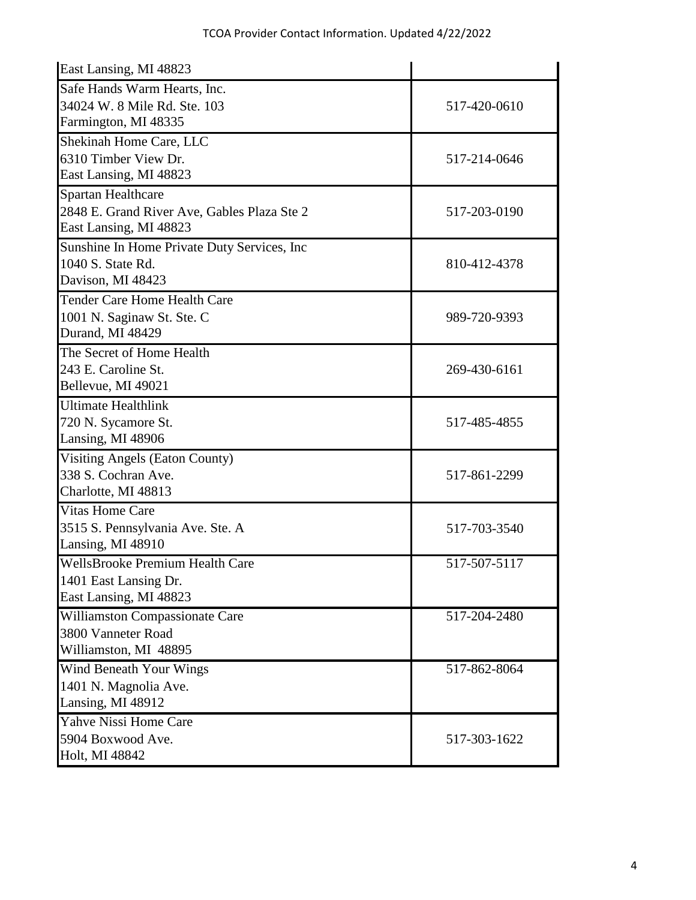| | |
|---|---|
| East Lansing, MI 48823 | |
| Safe Hands Warm Hearts, Inc.<br>34024 W. 8 Mile Rd. Ste. 103<br>Farmington, MI 48335 | 517-420-0610 |
| Shekinah Home Care, LLC<br>6310 Timber View Dr.<br>East Lansing, MI 48823 | 517-214-0646 |
| Spartan Healthcare<br>2848 E. Grand River Ave, Gables Plaza Ste 2<br>East Lansing, MI 48823 | 517-203-0190 |
| Sunshine In Home Private Duty Services, Inc<br>1040 S. State Rd.<br>Davison, MI 48423 | 810-412-4378 |
| Tender Care Home Health Care<br>1001 N. Saginaw St. Ste. C<br>Durand, MI 48429 | 989-720-9393 |
| The Secret of Home Health<br>243 E. Caroline St.<br>Bellevue, MI 49021 | 269-430-6161 |
| Ultimate Healthlink<br>720 N. Sycamore St.<br>Lansing, MI 48906 | 517-485-4855 |
| Visiting Angels (Eaton County)<br>338 S. Cochran Ave.<br>Charlotte, MI 48813 | 517-861-2299 |
| Vitas Home Care<br>3515 S. Pennsylvania Ave. Ste. A<br>Lansing, MI 48910 | 517-703-3540 |
| WellsBrooke Premium Health Care<br>1401 East Lansing Dr.<br>East Lansing, MI 48823 | 517-507-5117 |
| Williamston Compassionate Care<br>3800 Vanneter Road<br>Williamston, MI 48895 | 517-204-2480 |
| Wind Beneath Your Wings<br>1401 N. Magnolia Ave.<br>Lansing, MI 48912 | 517-862-8064 |
| Yahve Nissi Home Care<br>5904 Boxwood Ave.<br>Holt, MI 48842 | 517-303-1622 |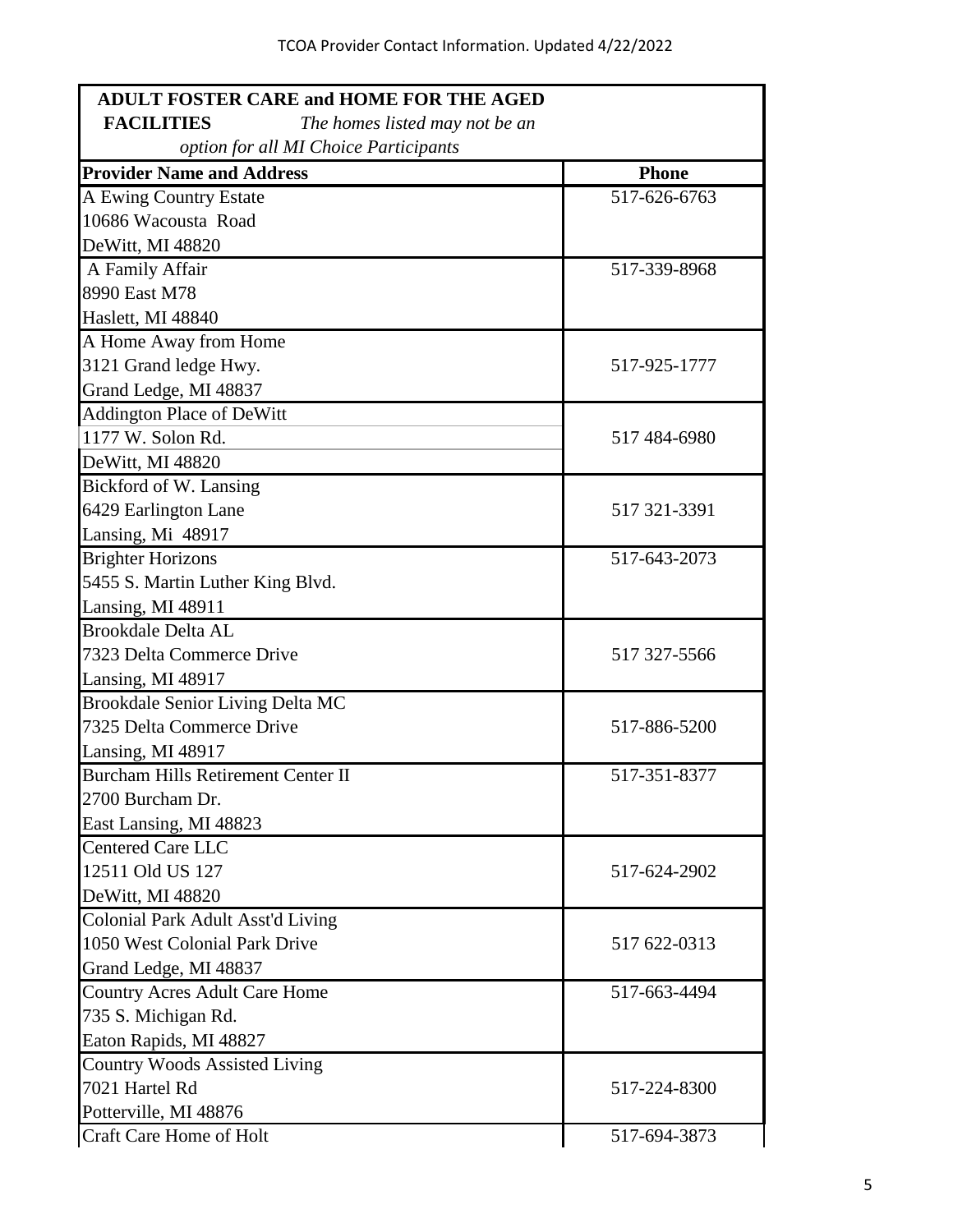| **ADULT FOSTER CARE and HOME FOR THE AGED FACILITIES** *The homes listed may not be an option for all MI Choice Participants* | |
|---|---|
| **Provider Name and Address** | **Phone** |
| A Ewing Country Estate<br>10686 Wacousta Road<br>DeWitt, MI 48820 | 517-626-6763 |
| A Family Affair<br>8990 East M78<br>Haslett, MI 48840 | 517-339-8968 |
| A Home Away from Home<br>3121 Grand ledge Hwy.<br>Grand Ledge, MI 48837 | 517-925-1777 |
| Addington Place of DeWitt<br>1177 W. Solon Rd.<br>DeWitt, MI 48820 | 517 484-6980 |
| Bickford of W. Lansing<br>6429 Earlington Lane<br>Lansing, Mi 48917 | 517 321-3391 |
| Brighter Horizons<br>5455 S. Martin Luther King Blvd.<br>Lansing, MI 48911 | 517-643-2073 |
| Brookdale Delta AL<br>7323 Delta Commerce Drive<br>Lansing, MI 48917 | 517 327-5566 |
| Brookdale Senior Living Delta MC<br>7325 Delta Commerce Drive<br>Lansing, MI 48917 | 517-886-5200 |
| Burcham Hills Retirement Center II<br>2700 Burcham Dr.<br>East Lansing, MI 48823 | 517-351-8377 |
| Centered Care LLC<br>12511 Old US 127<br>DeWitt, MI 48820 | 517-624-2902 |
| Colonial Park Adult Asst'd Living<br>1050 West Colonial Park Drive<br>Grand Ledge, MI 48837 | 517 622-0313 |
| Country Acres Adult Care Home<br>735 S. Michigan Rd.<br>Eaton Rapids, MI 48827 | 517-663-4494 |
| Country Woods Assisted Living<br>7021 Hartel Rd<br>Potterville, MI 48876 | 517-224-8300 |
| Craft Care Home of Holt | 517-694-3873 |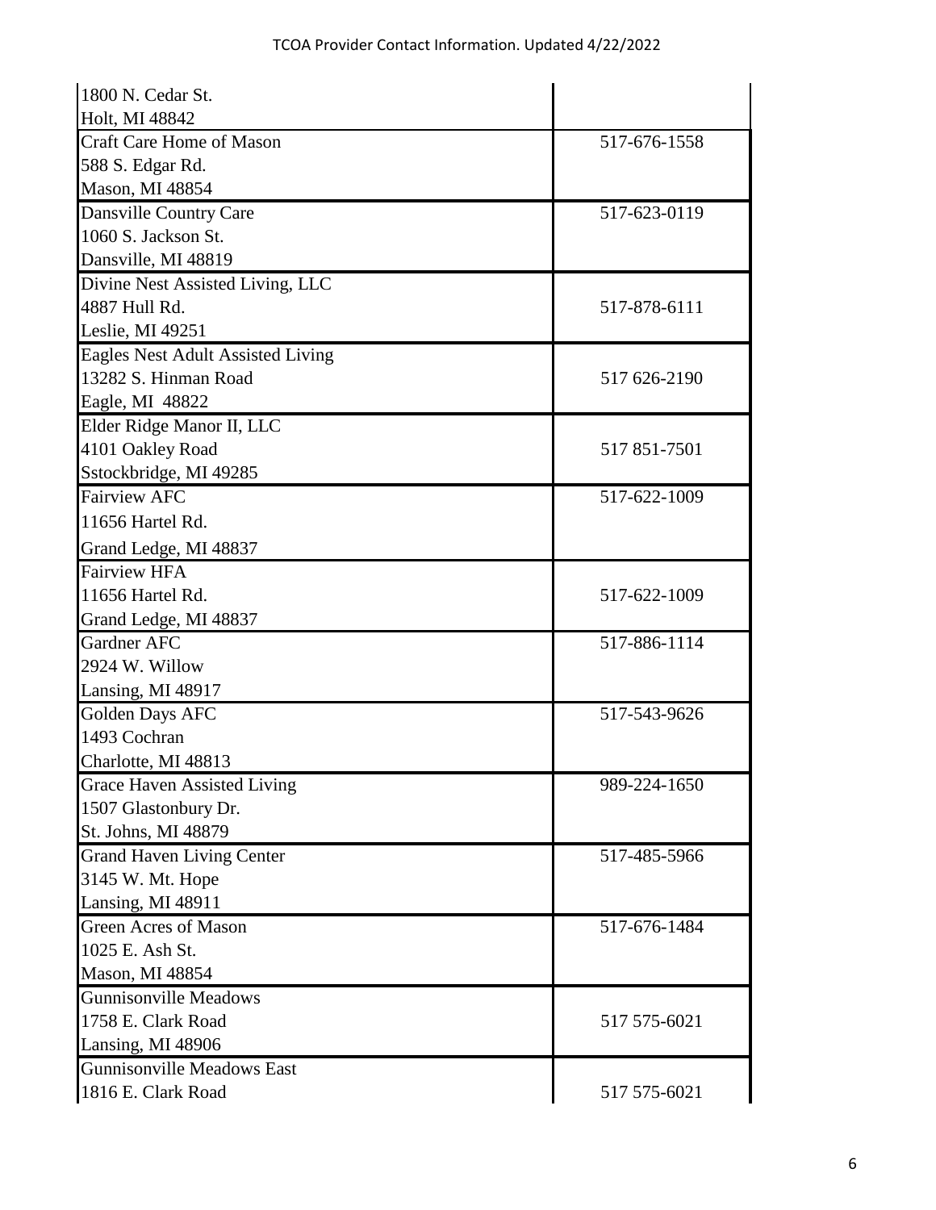| | |
|---|---|
| 1800 N. Cedar St.<br>Holt, MI 48842 | |
| Craft Care Home of Mason<br>588 S. Edgar Rd.<br>Mason, MI 48854 | 517-676-1558 |
| Dansville Country Care<br>1060 S. Jackson St.<br>Dansville, MI 48819 | 517-623-0119 |
| Divine Nest Assisted Living, LLC<br>4887 Hull Rd.<br>Leslie, MI 49251 | 517-878-6111 |
| Eagles Nest Adult Assisted Living<br>13282 S. Hinman Road<br>Eagle, MI 48822 | 517 626-2190 |
| Elder Ridge Manor II, LLC<br>4101 Oakley Road<br>Sstockbridge, MI 49285 | 517 851-7501 |
| Fairview AFC<br>11656 Hartel Rd.<br>Grand Ledge, MI 48837 | 517-622-1009 |
| Fairview HFA<br>11656 Hartel Rd.<br>Grand Ledge, MI 48837 | 517-622-1009 |
| Gardner AFC<br>2924 W. Willow<br>Lansing, MI 48917 | 517-886-1114 |
| Golden Days AFC<br>1493 Cochran<br>Charlotte, MI 48813 | 517-543-9626 |
| Grace Haven Assisted Living<br>1507 Glastonbury Dr.<br>St. Johns, MI 48879 | 989-224-1650 |
| Grand Haven Living Center<br>3145 W. Mt. Hope<br>Lansing, MI 48911 | 517-485-5966 |
| Green Acres of Mason<br>1025 E. Ash St.<br>Mason, MI 48854 | 517-676-1484 |
| Gunnisonville Meadows<br>1758 E. Clark Road<br>Lansing, MI 48906 | 517 575-6021 |
| Gunnisonville Meadows East<br>1816 E. Clark Road | 517 575-6021 |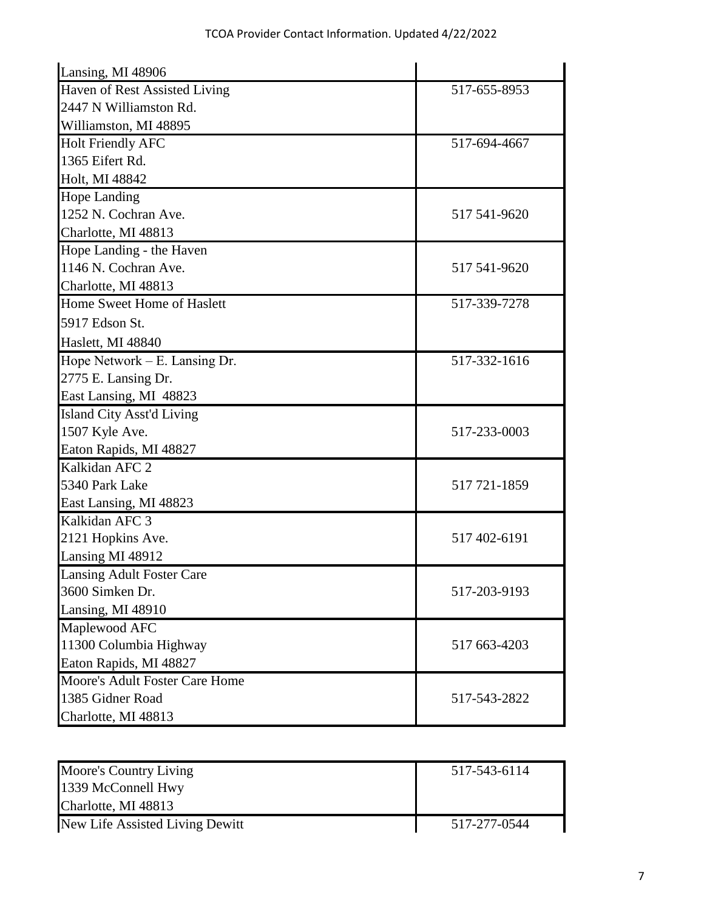| | |
|---|---|
| Lansing, MI 48906 | |
| Haven of Rest Assisted Living<br>2447 N Williamston Rd.<br>Williamston, MI 48895 | 517-655-8953 |
| Holt Friendly AFC<br>1365 Eifert Rd.<br>Holt, MI 48842 | 517-694-4667 |
| Hope Landing<br>1252 N. Cochran Ave.<br>Charlotte, MI 48813 | 517 541-9620 |
| Hope Landing - the Haven<br>1146 N. Cochran Ave.<br>Charlotte, MI 48813 | 517 541-9620 |
| Home Sweet Home of Haslett<br>5917 Edson St.<br>Haslett, MI 48840 | 517-339-7278 |
| Hope Network – E. Lansing Dr.<br>2775 E. Lansing Dr.<br>East Lansing, MI 48823 | 517-332-1616 |
| Island City Asst'd Living<br>1507 Kyle Ave.<br>Eaton Rapids, MI 48827 | 517-233-0003 |
| Kalkidan AFC 2<br>5340 Park Lake<br>East Lansing, MI 48823 | 517 721-1859 |
| Kalkidan AFC 3<br>2121 Hopkins Ave.<br>Lansing MI 48912 | 517 402-6191 |
| Lansing Adult Foster Care<br>3600 Simken Dr.<br>Lansing, MI 48910 | 517-203-9193 |
| Maplewood AFC<br>11300 Columbia Highway<br>Eaton Rapids, MI 48827 | 517 663-4203 |
| Moore's Adult Foster Care Home<br>1385 Gidner Road<br>Charlotte, MI 48813 | 517-543-2822 |
| Moore's Country Living<br>1339 McConnell Hwy<br>Charlotte, MI 48813 | 517-543-6114 |
| New Life Assisted Living Dewitt | 517-277-0544 |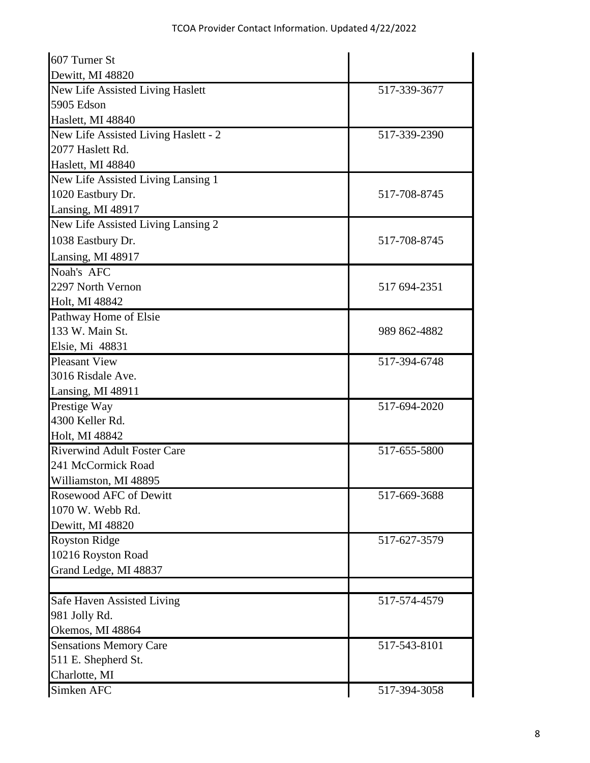| | |
|---|---|
| 607 Turner St<br>Dewitt, MI 48820 | |
| New Life Assisted Living Haslett<br>5905 Edson<br>Haslett, MI 48840 | 517-339-3677 |
| New Life Assisted Living Haslett - 2<br>2077 Haslett Rd.<br>Haslett, MI 48840 | 517-339-2390 |
| New Life Assisted Living Lansing 1<br>1020 Eastbury Dr.<br>Lansing, MI 48917 | 517-708-8745 |
| New Life Assisted Living Lansing 2<br>1038 Eastbury Dr.<br>Lansing, MI 48917 | 517-708-8745 |
| Noah's AFC<br>2297 North Vernon<br>Holt, MI 48842 | 517 694-2351 |
| Pathway Home of Elsie<br>133 W. Main St.<br>Elsie, Mi 48831 | 989 862-4882 |
| Pleasant View<br>3016 Risdale Ave.<br>Lansing, MI 48911 | 517-394-6748 |
| Prestige Way<br>4300 Keller Rd.<br>Holt, MI 48842 | 517-694-2020 |
| Riverwind Adult Foster Care<br>241 McCormick Road<br>Williamston, MI 48895 | 517-655-5800 |
| Rosewood AFC of Dewitt<br>1070 W. Webb Rd.<br>Dewitt, MI 48820 | 517-669-3688 |
| Royston Ridge<br>10216 Royston Road<br>Grand Ledge, MI 48837 | 517-627-3579 |
| | |
| Safe Haven Assisted Living<br>981 Jolly Rd.<br>Okemos, MI 48864 | 517-574-4579 |
| Sensations Memory Care<br>511 E. Shepherd St.<br>Charlotte, MI | 517-543-8101 |
| Simken AFC | 517-394-3058 |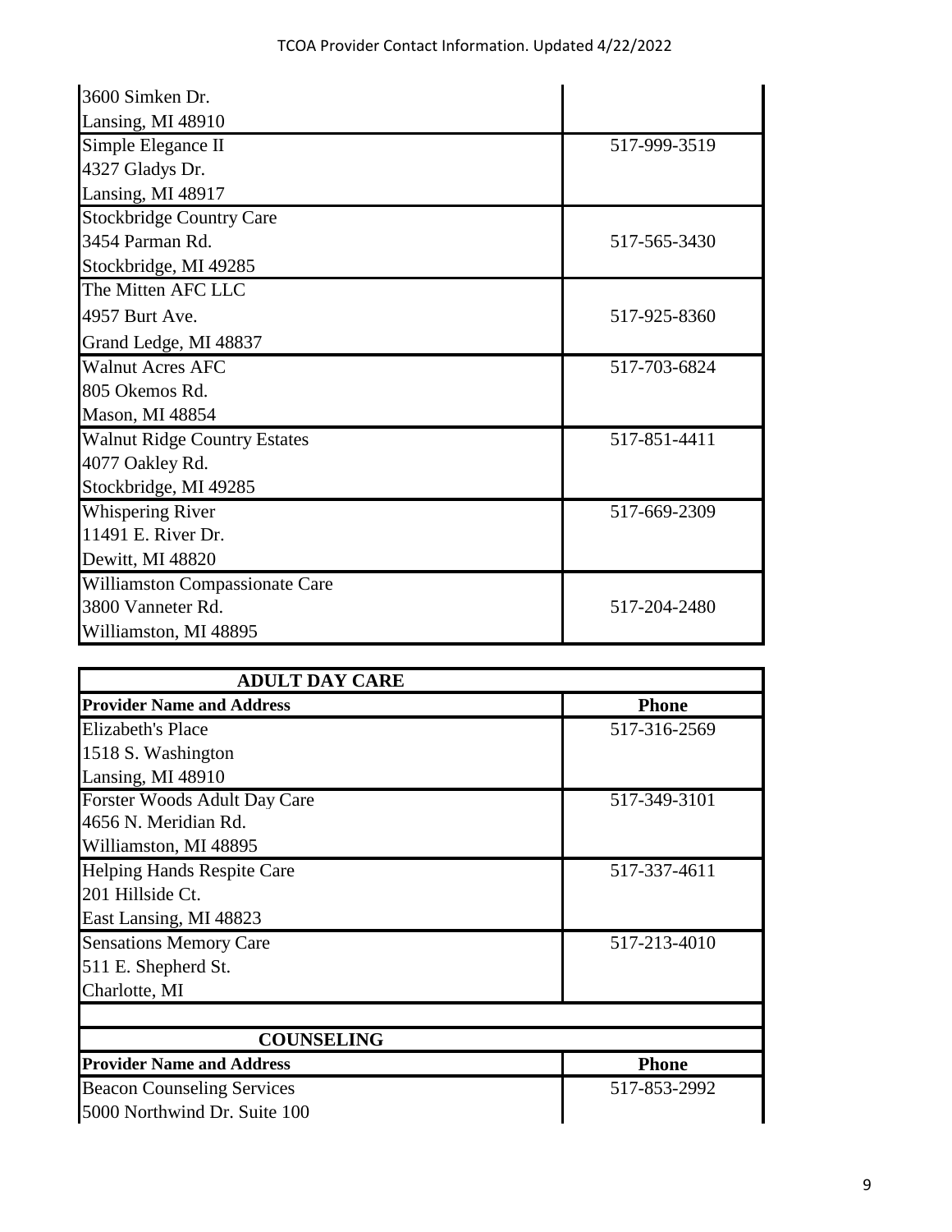| | |
|---|---|
| 3600 Simken Dr.<br>Lansing, MI 48910 | |
| Simple Elegance II<br>4327 Gladys Dr.<br>Lansing, MI 48917 | 517-999-3519 |
| Stockbridge Country Care<br>3454 Parman Rd.<br>Stockbridge, MI 49285 | 517-565-3430 |
| The Mitten AFC LLC<br>4957 Burt Ave.<br>Grand Ledge, MI 48837 | 517-925-8360 |
| Walnut Acres AFC<br>805 Okemos Rd.<br>Mason, MI 48854 | 517-703-6824 |
| Walnut Ridge Country Estates<br>4077 Oakley Rd.<br>Stockbridge, MI 49285 | 517-851-4411 |
| Whispering River<br>11491 E. River Dr.<br>Dewitt, MI 48820 | 517-669-2309 |
| Williamston Compassionate Care<br>3800 Vanneter Rd.<br>Williamston, MI 48895 | 517-204-2480 |

## ADULT DAY CARE

| Provider Name and Address | Phone |
|---|---|
| Elizabeth's Place<br>1518 S. Washington<br>Lansing, MI 48910 | 517-316-2569 |
| Forster Woods Adult Day Care<br>4656 N. Meridian Rd.<br>Williamston, MI 48895 | 517-349-3101 |
| Helping Hands Respite Care<br>201 Hillside Ct.<br>East Lansing, MI 48823 | 517-337-4611 |
| Sensations Memory Care<br>511 E. Shepherd St.<br>Charlotte, MI | 517-213-4010 |

## COUNSELING

| Provider Name and Address | Phone |
|---|---|
| Beacon Counseling Services<br>5000 Northwind Dr. Suite 100 | 517-853-2992 |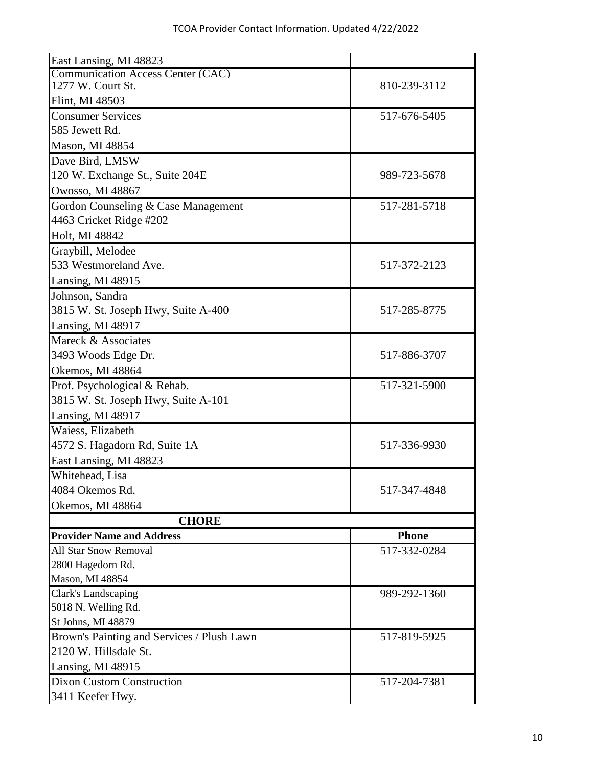| | |
|---|---|
| East Lansing, MI 48823 | |
| Communication Access Center (CAC)<br>1277 W. Court St.<br>Flint, MI 48503 | 810-239-3112 |
| Consumer Services<br>585 Jewett Rd.<br>Mason, MI 48854 | 517-676-5405 |
| Dave Bird, LMSW<br>120 W. Exchange St., Suite 204E<br>Owosso, MI 48867 | 989-723-5678 |
| Gordon Counseling & Case Management<br>4463 Cricket Ridge #202<br>Holt, MI 48842 | 517-281-5718 |
| Graybill, Melodee<br>533 Westmoreland Ave.<br>Lansing, MI 48915 | 517-372-2123 |
| Johnson, Sandra<br>3815 W. St. Joseph Hwy, Suite A-400<br>Lansing, MI 48917 | 517-285-8775 |
| Mareck & Associates<br>3493 Woods Edge Dr.<br>Okemos, MI 48864 | 517-886-3707 |
| Prof. Psychological & Rehab.<br>3815 W. St. Joseph Hwy, Suite A-101<br>Lansing, MI 48917 | 517-321-5900 |
| Waiess, Elizabeth<br>4572 S. Hagadorn Rd, Suite 1A<br>East Lansing, MI 48823 | 517-336-9930 |
| Whitehead, Lisa<br>4084 Okemos Rd.<br>Okemos, MI 48864 | 517-347-4848 |

**CHORE**

| Provider Name and Address | Phone |
|---|---|
| All Star Snow Removal<br>2800 Hagedorn Rd.<br>Mason, MI 48854 | 517-332-0284 |
| Clark's Landscaping<br>5018 N. Welling Rd.<br>St Johns, MI 48879 | 989-292-1360 |
| Brown's Painting and Services / Plush Lawn<br>2120 W. Hillsdale St.<br>Lansing, MI 48915 | 517-819-5925 |
| Dixon Custom Construction<br>3411 Keefer Hwy. | 517-204-7381 |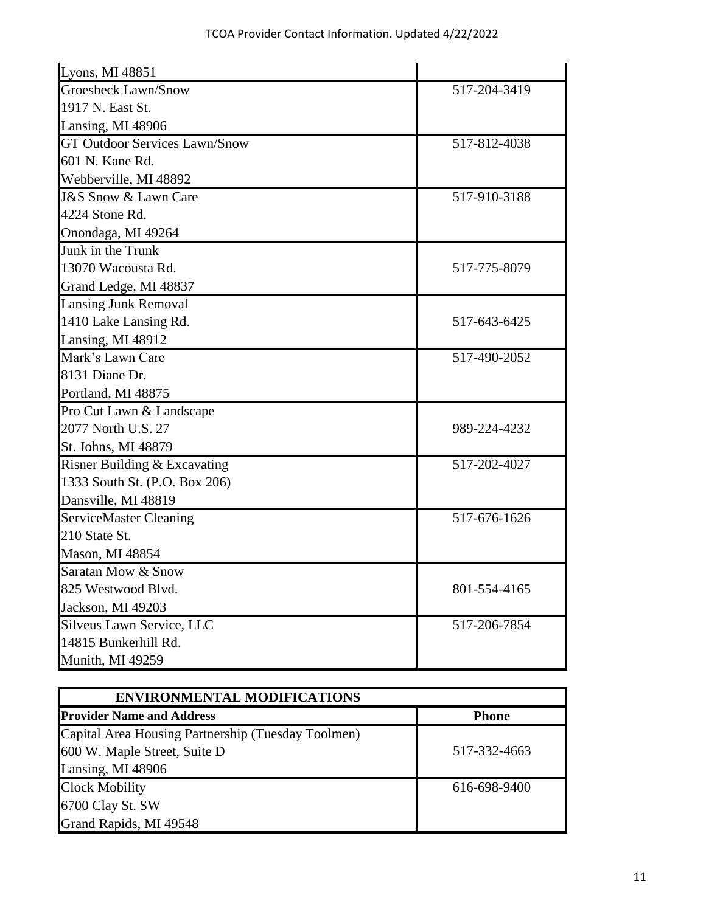| | |
|---|---|
| Lyons, MI 48851 | |
| Groesbeck Lawn/Snow<br>1917 N. East St.<br>Lansing, MI 48906 | 517-204-3419 |
| GT Outdoor Services Lawn/Snow<br>601 N. Kane Rd.<br>Webberville, MI 48892 | 517-812-4038 |
| J&S Snow & Lawn Care<br>4224 Stone Rd.<br>Onondaga, MI 49264 | 517-910-3188 |
| Junk in the Trunk<br>13070 Wacousta Rd.<br>Grand Ledge, MI 48837 | 517-775-8079 |
| Lansing Junk Removal<br>1410 Lake Lansing Rd.<br>Lansing, MI 48912 | 517-643-6425 |
| Mark's Lawn Care<br>8131 Diane Dr.<br>Portland, MI 48875 | 517-490-2052 |
| Pro Cut Lawn & Landscape<br>2077 North U.S. 27<br>St. Johns, MI 48879 | 989-224-4232 |
| Risner Building & Excavating<br>1333 South St. (P.O. Box 206)<br>Dansville, MI 48819 | 517-202-4027 |
| ServiceMaster Cleaning<br>210 State St.<br>Mason, MI 48854 | 517-676-1626 |
| Saratan Mow & Snow<br>825 Westwood Blvd.<br>Jackson, MI 49203 | 801-554-4165 |
| Silveus Lawn Service, LLC<br>14815 Bunkerhill Rd.<br>Munith, MI 49259 | 517-206-7854 |

| ENVIRONMENTAL MODIFICATIONS | |
|---|---|
| **Provider Name and Address** | **Phone** |
| Capital Area Housing Partnership (Tuesday Toolmen)<br>600 W. Maple Street, Suite D<br>Lansing, MI 48906 | 517-332-4663 |
| Clock Mobility<br>6700 Clay St. SW<br>Grand Rapids, MI 49548 | 616-698-9400 |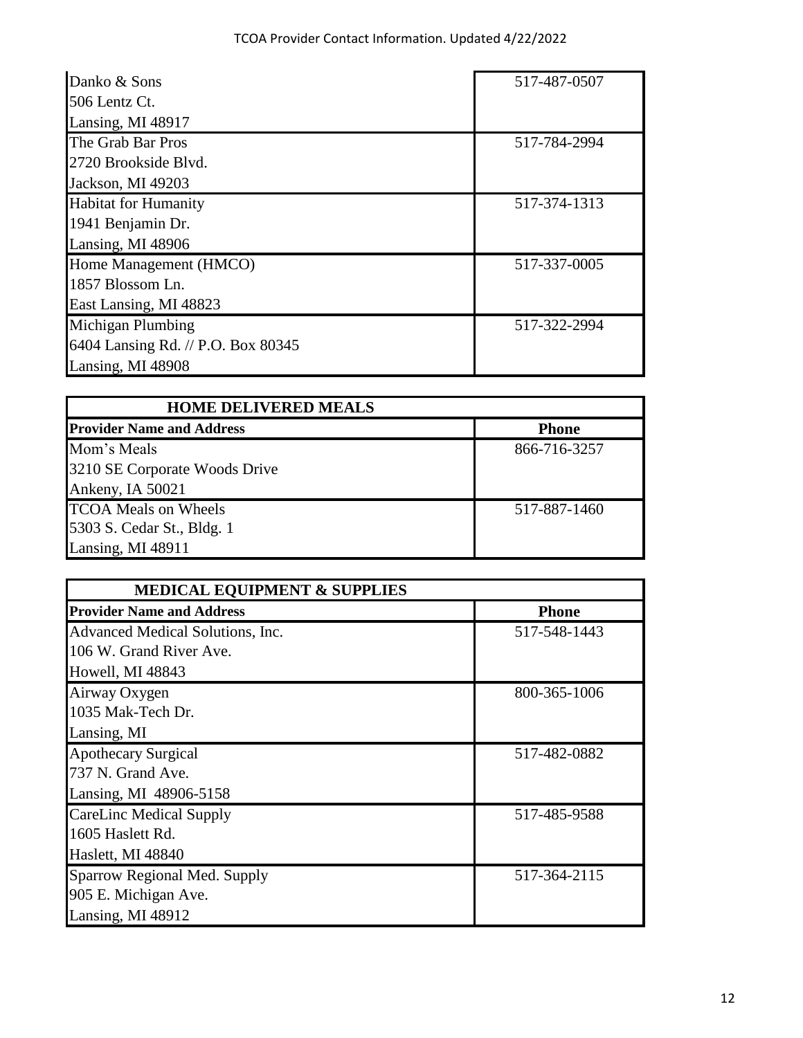| | |
|---|---|
| Danko & Sons<br>506 Lentz Ct.<br>Lansing, MI 48917 | 517-487-0507 |
| The Grab Bar Pros<br>2720 Brookside Blvd.<br>Jackson, MI 49203 | 517-784-2994 |
| Habitat for Humanity<br>1941 Benjamin Dr.<br>Lansing, MI 48906 | 517-374-1313 |
| Home Management (HMCO)<br>1857 Blossom Ln.<br>East Lansing, MI 48823 | 517-337-0005 |
| Michigan Plumbing<br>6404 Lansing Rd. // P.O. Box 80345<br>Lansing, MI 48908 | 517-322-2994 |

| HOME DELIVERED MEALS | |
|---|---|
| **Provider Name and Address** | **Phone** |
| Mom's Meals<br>3210 SE Corporate Woods Drive<br>Ankeny, IA 50021 | 866-716-3257 |
| TCOA Meals on Wheels<br>5303 S. Cedar St., Bldg. 1<br>Lansing, MI 48911 | 517-887-1460 |

| MEDICAL EQUIPMENT & SUPPLIES | |
|---|---|
| **Provider Name and Address** | **Phone** |
| Advanced Medical Solutions, Inc.<br>106 W. Grand River Ave.<br>Howell, MI 48843 | 517-548-1443 |
| Airway Oxygen<br>1035 Mak-Tech Dr.<br>Lansing, MI | 800-365-1006 |
| Apothecary Surgical<br>737 N. Grand Ave.<br>Lansing, MI 48906-5158 | 517-482-0882 |
| CareLinc Medical Supply<br>1605 Haslett Rd.<br>Haslett, MI 48840 | 517-485-9588 |
| Sparrow Regional Med. Supply<br>905 E. Michigan Ave.<br>Lansing, MI 48912 | 517-364-2115 |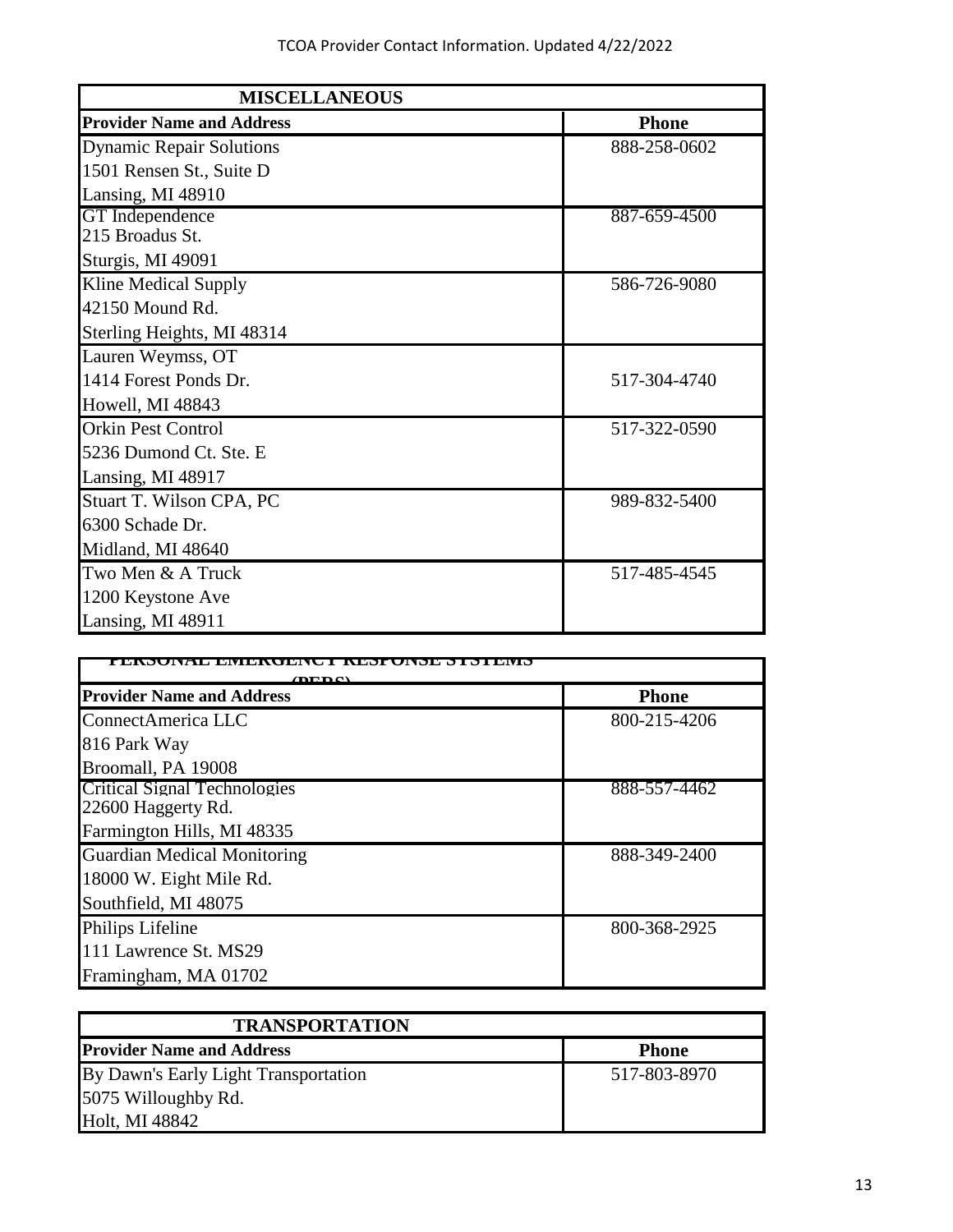| MISCELLANEOUS | |
|---|---|
| **Provider Name and Address** | **Phone** |
| Dynamic Repair Solutions<br>1501 Rensen St., Suite D<br>Lansing, MI 48910 | 888-258-0602 |
| GT Independence<br>215 Broadus St.<br>Sturgis, MI 49091 | 887-659-4500 |
| Kline Medical Supply<br>42150 Mound Rd.<br>Sterling Heights, MI 48314 | 586-726-9080 |
| Lauren Weymss, OT<br>1414 Forest Ponds Dr.<br>Howell, MI 48843 | 517-304-4740 |
| Orkin Pest Control<br>5236 Dumond Ct. Ste. E<br>Lansing, MI 48917 | 517-322-0590 |
| Stuart T. Wilson CPA, PC<br>6300 Schade Dr.<br>Midland, MI 48640 | 989-832-5400 |
| Two Men & A Truck<br>1200 Keystone Ave<br>Lansing, MI 48911 | 517-485-4545 |

| PERSONAL EMERGENCY RESPONSE SYSTEMS (PERS) | |
|---|---|
| **Provider Name and Address** | **Phone** |
| ConnectAmerica LLC<br>816 Park Way<br>Broomall, PA 19008 | 800-215-4206 |
| Critical Signal Technologies<br>22600 Haggerty Rd.<br>Farmington Hills, MI 48335 | 888-557-4462 |
| Guardian Medical Monitoring<br>18000 W. Eight Mile Rd.<br>Southfield, MI 48075 | 888-349-2400 |
| Philips Lifeline<br>111 Lawrence St. MS29<br>Framingham, MA 01702 | 800-368-2925 |

| TRANSPORTATION | |
|---|---|
| **Provider Name and Address** | **Phone** |
| By Dawn's Early Light Transportation<br>5075 Willoughby Rd.<br>Holt, MI 48842 | 517-803-8970 |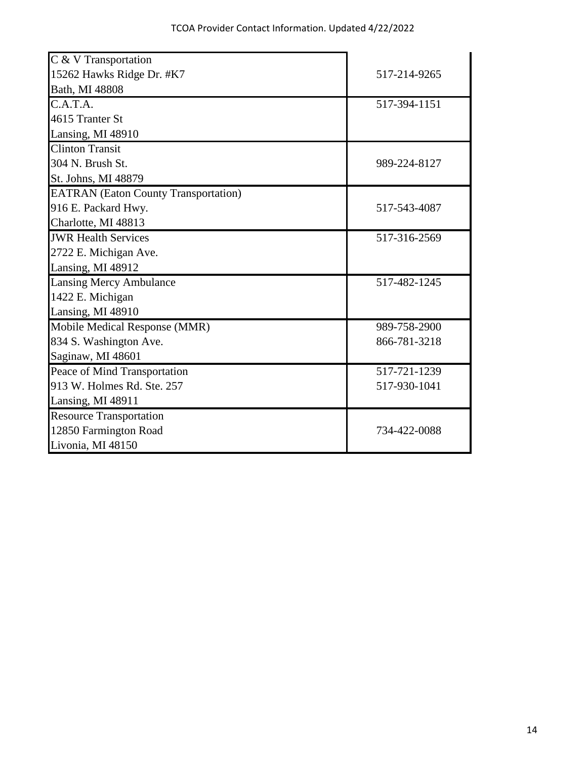TCOA Provider Contact Information. Updated 4/22/2022

| | |
|---|---|
| C & V Transportation<br>15262 Hawks Ridge Dr. #K7<br>Bath, MI 48808 | 517-214-9265 |
| C.A.T.A.<br>4615 Tranter St<br>Lansing, MI 48910 | 517-394-1151 |
| Clinton Transit<br>304 N. Brush St.<br>St. Johns, MI 48879 | 989-224-8127 |
| EATRAN (Eaton County Transportation)<br>916 E. Packard Hwy.<br>Charlotte, MI 48813 | 517-543-4087 |
| JWR Health Services<br>2722 E. Michigan Ave.<br>Lansing, MI 48912 | 517-316-2569 |
| Lansing Mercy Ambulance<br>1422 E. Michigan<br>Lansing, MI 48910 | 517-482-1245 |
| Mobile Medical Response (MMR)<br>834 S. Washington Ave.<br>Saginaw, MI 48601 | 989-758-2900<br>866-781-3218 |
| Peace of Mind Transportation<br>913 W. Holmes Rd. Ste. 257<br>Lansing, MI 48911 | 517-721-1239<br>517-930-1041 |
| Resource Transportation<br>12850 Farmington Road<br>Livonia, MI 48150 | 734-422-0088 |